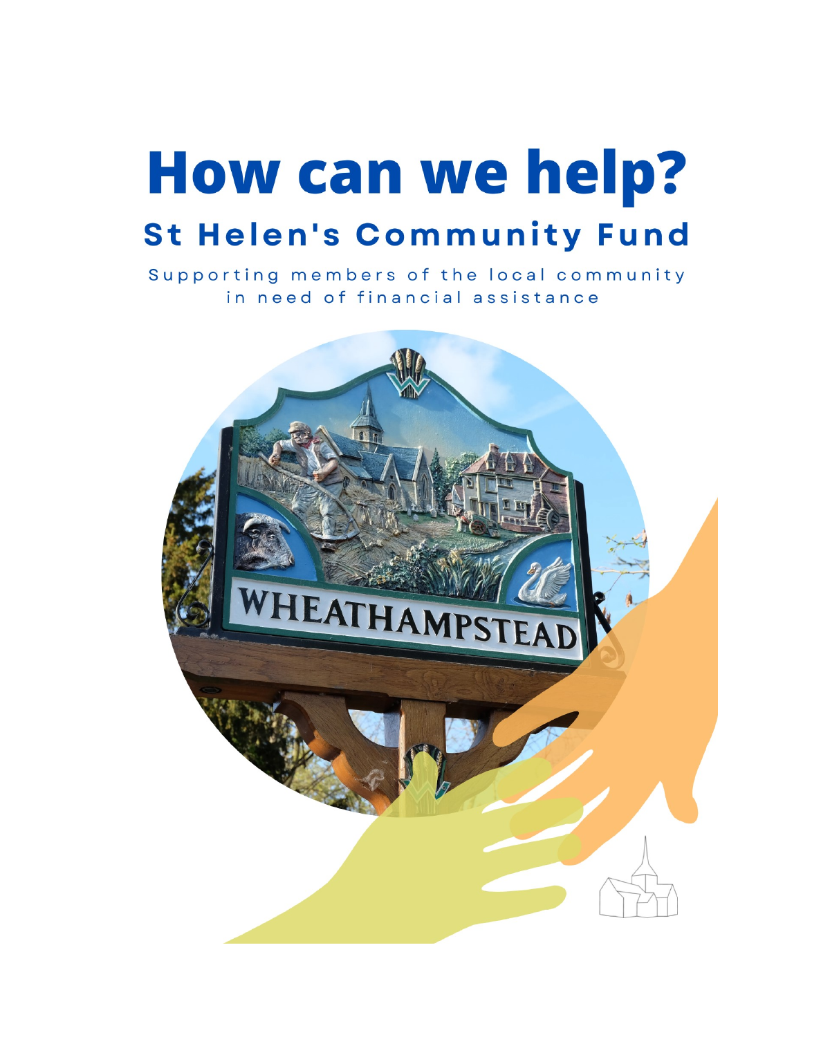# How can we help?

## St Helen's Community Fund

Supporting members of the local community in need of financial assistance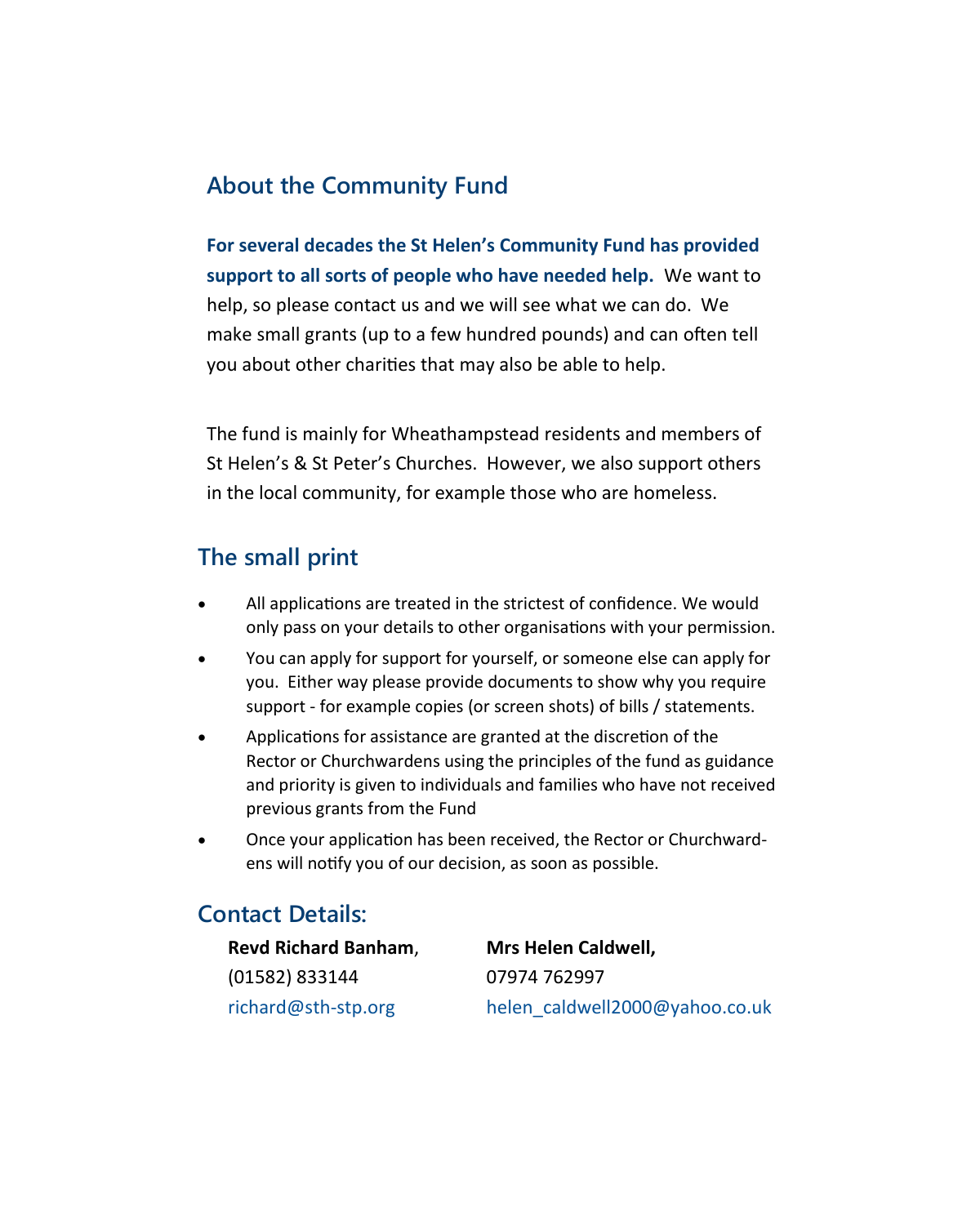## About the Community Fund

**For several decades the St Helen's Community Fund has provided support to all sorts of people who have needed help.** We want to help, so please contact us and we will see what we can do. We make small grants (up to a few hundred pounds) and can often tell you about other charities that may also be able to help.

The fund is mainly for Wheathampstead residents and members of St Helen's & St Peter's Churches. However, we also support others in the local community, for example those who are homeless.

## The small print

- All applications are treated in the strictest of confidence. We would only pass on your details to other organisations with your permission.
- You can apply for support for yourself, or someone else can apply for you. Either way please provide documents to show why you require support - for example copies (or screen shots) of bills / statements.
- Applications for assistance are granted at the discretion of the Rector or Churchwardens using the principles of the fund as guidance and priority is given to individuals and families who have not received previous grants from the Fund
- Once your application has been received, the Rector or Churchwardens will notify you of our decision, as soon as possible.

## Contact Details:

**Revd Richard Banham**,
(01582) 833144
richard@sth-stp.org

**Mrs Helen Caldwell,**
07974 762997
helen_caldwell2000@yahoo.co.uk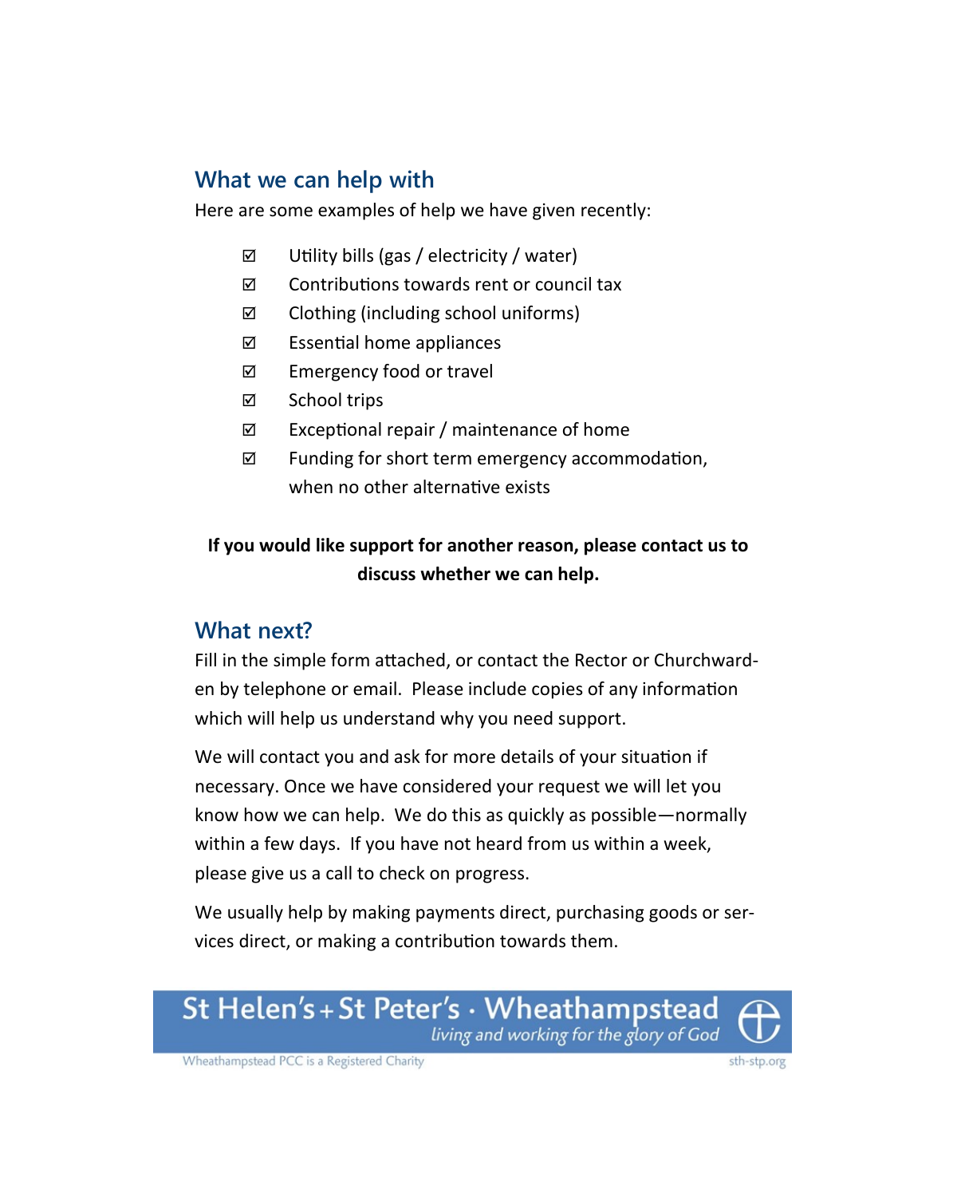## What we can help with

Here are some examples of help we have given recently:

- ☑ Utility bills (gas / electricity / water)
- ☑ Contributions towards rent or council tax
- ☑ Clothing (including school uniforms)
- ☑ Essential home appliances
- ☑ Emergency food or travel
- ☑ School trips
- ☑ Exceptional repair / maintenance of home
- ☑ Funding for short term emergency accommodation, when no other alternative exists

**If you would like support for another reason, please contact us to discuss whether we can help.**

## What next?

Fill in the simple form attached, or contact the Rector or Churchwarden by telephone or email. Please include copies of any information which will help us understand why you need support.

We will contact you and ask for more details of your situation if necessary. Once we have considered your request we will let you know how we can help. We do this as quickly as possible—normally within a few days. If you have not heard from us within a week, please give us a call to check on progress.

We usually help by making payments direct, purchasing goods or services direct, or making a contribution towards them.

St Helen's + St Peter's · Wheathampstead
*living and working for the glory of God*

Wheathampstead PCC is a Registered Charity

sth-stp.org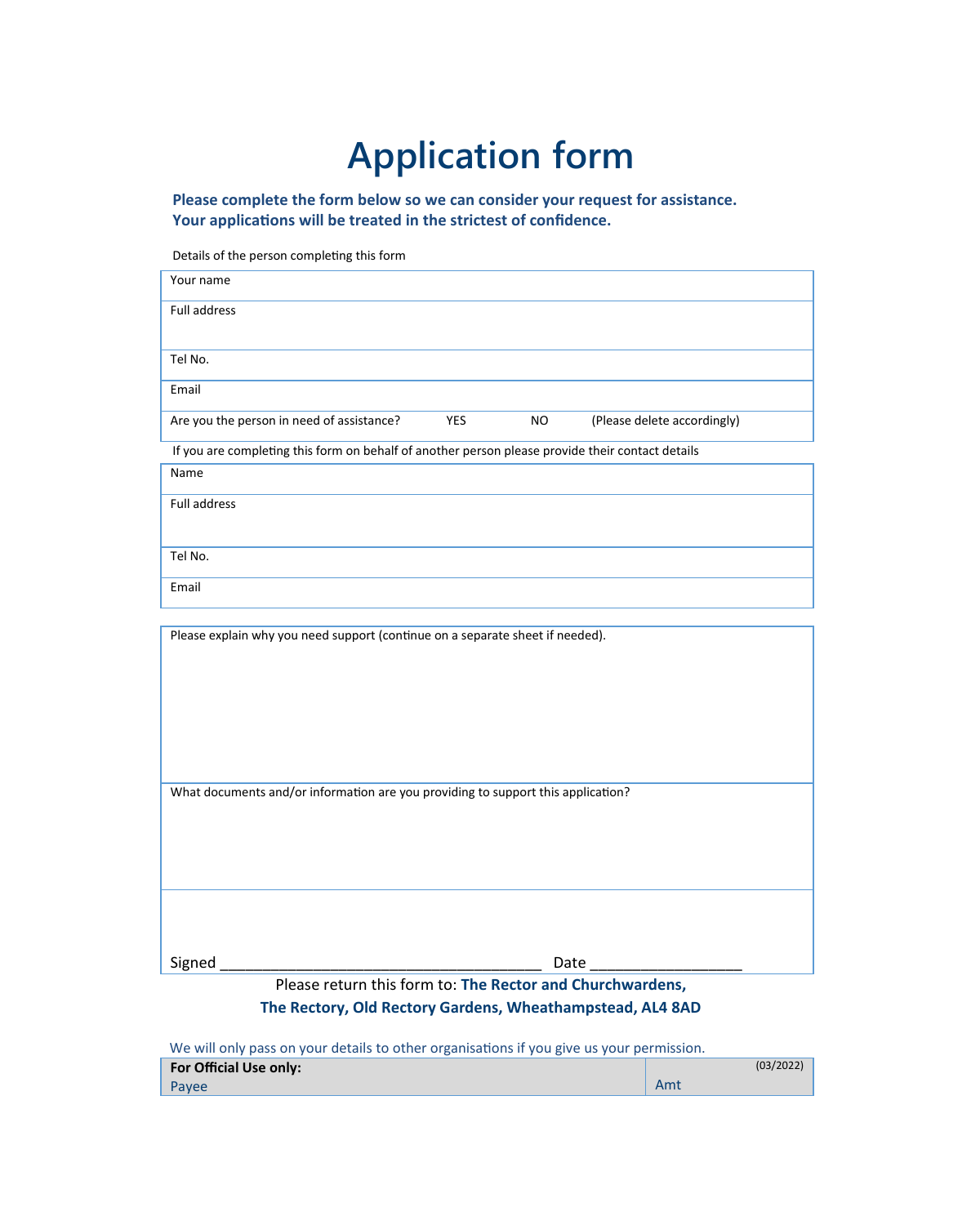# Application form

**Please complete the form below so we can consider your request for assistance.**
**Your applications will be treated in the strictest of confidence.**

Details of the person completing this form

| | | | |
|---|---|---|---|
| Your name | | | |
| Full address | | | |
| Tel No. | | | |
| Email | | | |
| Are you the person in need of assistance? | YES | NO | (Please delete accordingly) |

If you are completing this form on behalf of another person please provide their contact details

| |
|---|
| Name |
| Full address |
| Tel No. |
| Email |

| |
|---|
| Please explain why you need support (continue on a separate sheet if needed). |
| What documents and/or information are you providing to support this application? |
| Signed ____________________________________ Date _________________ |

Please return this form to: **The Rector and Churchwardens,**
**The Rectory, Old Rectory Gardens, Wheathampstead, AL4 8AD**

We will only pass on your details to other organisations if you give us your permission.

| | |
|---|---|
| **For Official Use only:** | (03/2022) |
| Payee | Amt |